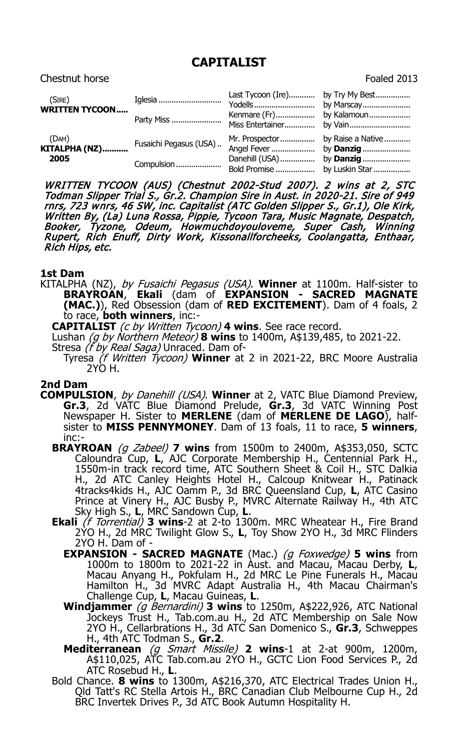# CAPITALIST

Chestnut horse Foaled 2013

| | | | |
|---|---|---|---|
| (SIRE) **WRITTEN TYCOON** | Iglesia | Last Tycoon (Ire) | by Try My Best |
| | | Yodells | by Marscay |
| | Party Miss | Kenmare (Fr) | by Kalamoun |
| | | Miss Entertainer | by Vain |
| (DAM) **KITALPHA (NZ)** 2005 | Fusaichi Pegasus (USA) | Mr. Prospector | by Raise a Native |
| | | Angel Fever | by **Danzig** |
| | Compulsion | Danehill (USA) | by **Danzig** |
| | | Bold Promise | by Luskin Star |

*WRITTEN TYCOON (AUS) (Chestnut 2002-Stud 2007). 2 wins at 2, STC Todman Slipper Trial S., Gr.2. Champion Sire in Aust. in 2020-21. Sire of 949 rnrs, 723 wnrs, 46 SW, inc. Capitalist (ATC Golden Slipper S., Gr.1), Ole Kirk, Written By, (La) Luna Rossa, Pippie, Tycoon Tara, Music Magnate, Despatch, Booker, Tyzone, Odeum, Howmuchdoyouloveme, Super Cash, Winning Rupert, Rich Enuff, Dirty Work, Kissonallforcheeks, Coolangatta, Enthaar, Rich Hips, etc.*

## 1st Dam

KITALPHA (NZ), *by Fusaichi Pegasus (USA)*. **Winner** at 1100m. Half-sister to **BRAYROAN**, **Ekali** (dam of **EXPANSION - SACRED MAGNATE (MAC.)**), Red Obsession (dam of **RED EXCITEMENT**). Dam of 4 foals, 2 to race, **both winners**, inc:-

**CAPITALIST** *(c by Written Tycoon)* **4 wins**. See race record.

Lushan *(g by Northern Meteor)* **8 wins** to 1400m, A$139,485, to 2021-22.

Stresa *(f by Real Saga)* Unraced. Dam of-

Tyresa *(f Written Tycoon)* **Winner** at 2 in 2021-22, BRC Moore Australia 2YO H.

## 2nd Dam

**COMPULSION**, *by Danehill (USA)*. **Winner** at 2, VATC Blue Diamond Preview, **Gr.3**, 2d VATC Blue Diamond Prelude, **Gr.3**, 3d VATC Winning Post Newspaper H. Sister to **MERLENE** (dam of **MERLENE DE LAGO**), half-sister to **MISS PENNYMONEY**. Dam of 13 foals, 11 to race, **5 winners**, inc:-

**BRAYROAN** *(g Zabeel)* **7 wins** from 1500m to 2400m, A$353,050, SCTC Caloundra Cup, **L**, AJC Corporate Membership H., Centennial Park H., 1550m-in track record time, ATC Southern Sheet & Coil H., STC Dalkia H., 2d ATC Canley Heights Hotel H., Calcoup Knitwear H., Patinack 4tracks4kids H., AJC Oamm P., 3d BRC Queensland Cup, **L**, ATC Casino Prince at Vinery H., AJC Busby P., MVRC Alternate Railway H., 4th ATC Sky High S., **L**, MRC Sandown Cup, **L**.

**Ekali** *(f Torrential)* **3 wins**-2 at 2-to 1300m. MRC Wheatear H., Fire Brand 2YO H., 2d MRC Twilight Glow S., **L**, Toy Show 2YO H., 3d MRC Flinders 2YO H. Dam of -

**EXPANSION - SACRED MAGNATE** (Mac.) *(g Foxwedge)* **5 wins** from 1000m to 1800m to 2021-22 in Aust. and Macau, Macau Derby, **L**, Macau Anyang H., Pokfulam H., 2d MRC Le Pine Funerals H., Macau Hamilton H., 3d MVRC Adapt Australia H., 4th Macau Chairman's Challenge Cup, **L**, Macau Guineas, **L**.

**Windjammer** *(g Bernardini)* **3 wins** to 1250m, A$222,926, ATC National Jockeys Trust H., Tab.com.au H., 2d ATC Membership on Sale Now 2YO H., Cellarbrations H., 3d ATC San Domenico S., **Gr.3**, Schweppes H., 4th ATC Todman S., **Gr.2**.

**Mediterranean** *(g Smart Missile)* **2 wins**-1 at 2-at 900m, 1200m, A$110,025, ATC Tab.com.au 2YO H., GCTC Lion Food Services P., 2d ATC Rosebud H., **L**.

Bold Chance. **8 wins** to 1300m, A$216,370, ATC Electrical Trades Union H., Qld Tatt's RC Stella Artois H., BRC Canadian Club Melbourne Cup H., 2d BRC Invertek Drives P., 3d ATC Book Autumn Hospitality H.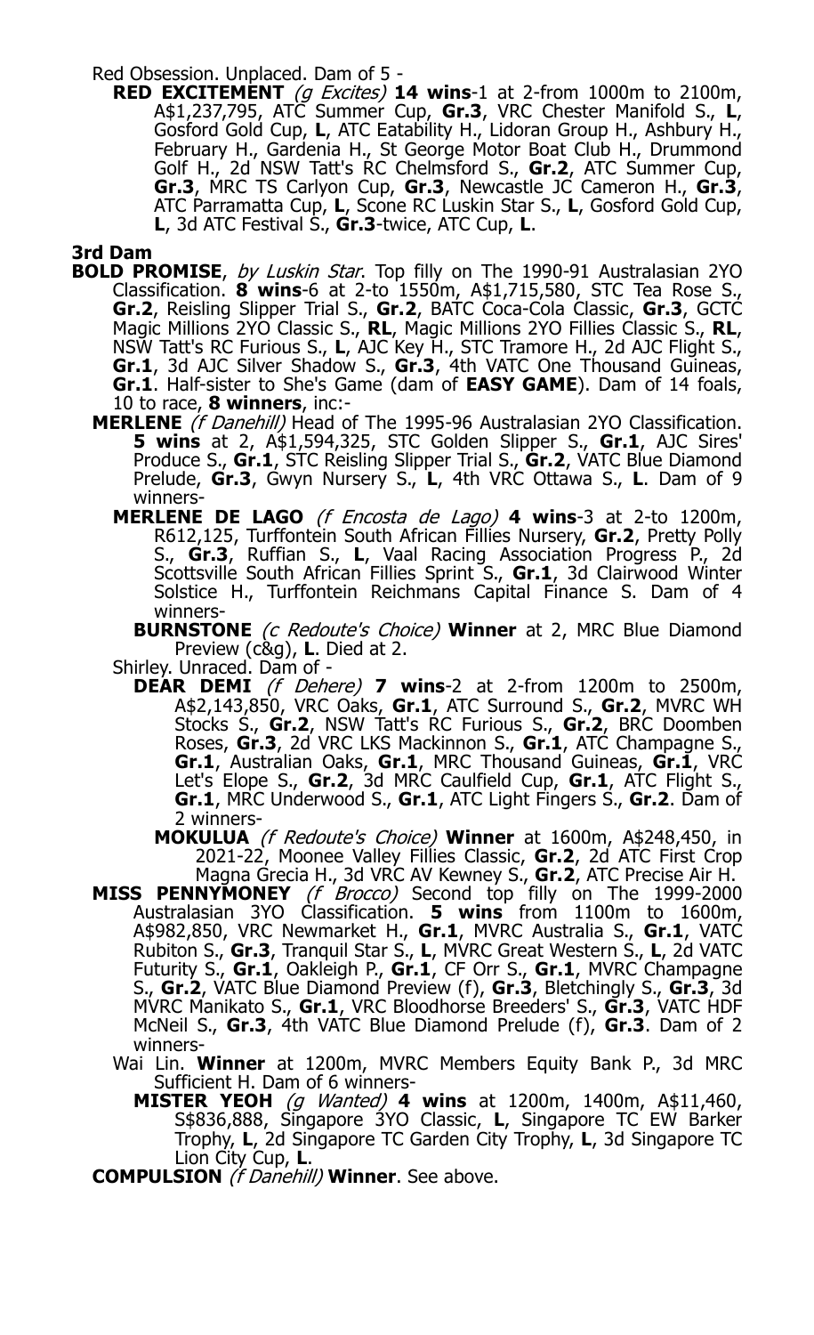Red Obsession. Unplaced. Dam of 5 -

**RED EXCITEMENT** *(g Excites)* **14 wins**-1 at 2-from 1000m to 2100m, A$1,237,795, ATC Summer Cup, **Gr.3**, VRC Chester Manifold S., **L**, Gosford Gold Cup, **L**, ATC Eatability H., Lidoran Group H., Ashbury H., February H., Gardenia H., St George Motor Boat Club H., Drummond Golf H., 2d NSW Tatt's RC Chelmsford S., **Gr.2**, ATC Summer Cup, **Gr.3**, MRC TS Carlyon Cup, **Gr.3**, Newcastle JC Cameron H., **Gr.3**, ATC Parramatta Cup, **L**, Scone RC Luskin Star S., **L**, Gosford Gold Cup, **L**, 3d ATC Festival S., **Gr.3**-twice, ATC Cup, **L**.

### 3rd Dam

**BOLD PROMISE**, *by Luskin Star*. Top filly on The 1990-91 Australasian 2YO Classification. **8 wins**-6 at 2-to 1550m, A$1,715,580, STC Tea Rose S., **Gr.2**, Reisling Slipper Trial S., **Gr.2**, BATC Coca-Cola Classic, **Gr.3**, GCTC Magic Millions 2YO Classic S., **RL**, Magic Millions 2YO Fillies Classic S., **RL**, NSW Tatt's RC Furious S., **L**, AJC Key H., STC Tramore H., 2d AJC Flight S., **Gr.1**, 3d AJC Silver Shadow S., **Gr.3**, 4th VATC One Thousand Guineas, **Gr.1**. Half-sister to She's Game (dam of **EASY GAME**). Dam of 14 foals, 10 to race, **8 winners**, inc:-

**MERLENE** *(f Danehill)* Head of The 1995-96 Australasian 2YO Classification. **5 wins** at 2, A$1,594,325, STC Golden Slipper S., **Gr.1**, AJC Sires' Produce S., **Gr.1**, STC Reisling Slipper Trial S., **Gr.2**, VATC Blue Diamond Prelude, **Gr.3**, Gwyn Nursery S., **L**, 4th VRC Ottawa S., **L**. Dam of 9 winners-

**MERLENE DE LAGO** *(f Encosta de Lago)* **4 wins**-3 at 2-to 1200m, R612,125, Turffontein South African Fillies Nursery, **Gr.2**, Pretty Polly S., **Gr.3**, Ruffian S., **L**, Vaal Racing Association Progress P., 2d Scottsville South African Fillies Sprint S., **Gr.1**, 3d Clairwood Winter Solstice H., Turffontein Reichmans Capital Finance S. Dam of 4 winners-

**BURNSTONE** *(c Redoute's Choice)* **Winner** at 2, MRC Blue Diamond Preview (c&g), **L**. Died at 2.

Shirley. Unraced. Dam of -

**DEAR DEMI** *(f Dehere)* **7 wins**-2 at 2-from 1200m to 2500m, A$2,143,850, VRC Oaks, **Gr.1**, ATC Surround S., **Gr.2**, MVRC WH Stocks S., **Gr.2**, NSW Tatt's RC Furious S., **Gr.2**, BRC Doomben Roses, **Gr.3**, 2d VRC LKS Mackinnon S., **Gr.1**, ATC Champagne S., **Gr.1**, Australian Oaks, **Gr.1**, MRC Thousand Guineas, **Gr.1**, VRC Let's Elope S., **Gr.2**, 3d MRC Caulfield Cup, **Gr.1**, ATC Flight S., **Gr.1**, MRC Underwood S., **Gr.1**, ATC Light Fingers S., **Gr.2**. Dam of 2 winners-

**MOKULUA** *(f Redoute's Choice)* **Winner** at 1600m, A$248,450, in 2021-22, Moonee Valley Fillies Classic, **Gr.2**, 2d ATC First Crop Magna Grecia H., 3d VRC AV Kewney S., **Gr.2**, ATC Precise Air H.

**MISS PENNYMONEY** *(f Brocco)* Second top filly on The 1999-2000 Australasian 3YO Classification. **5 wins** from 1100m to 1600m, A$982,850, VRC Newmarket H., **Gr.1**, MVRC Australia S., **Gr.1**, VATC Rubiton S., **Gr.3**, Tranquil Star S., **L**, MVRC Great Western S., **L**, 2d VATC Futurity S., **Gr.1**, Oakleigh P., **Gr.1**, CF Orr S., **Gr.1**, MVRC Champagne S., **Gr.2**, VATC Blue Diamond Preview (f), **Gr.3**, Bletchingly S., **Gr.3**, 3d MVRC Manikato S., **Gr.1**, VRC Bloodhorse Breeders' S., **Gr.3**, VATC HDF McNeil S., **Gr.3**, 4th VATC Blue Diamond Prelude (f), **Gr.3**. Dam of 2 winners-

Wai Lin. **Winner** at 1200m, MVRC Members Equity Bank P., 3d MRC Sufficient H. Dam of 6 winners-

**MISTER YEOH** *(g Wanted)* **4 wins** at 1200m, 1400m, A$11,460, S$836,888, Singapore 3YO Classic, **L**, Singapore TC EW Barker Trophy, **L**, 2d Singapore TC Garden City Trophy, **L**, 3d Singapore TC Lion City Cup, **L**.

**COMPULSION** *(f Danehill)* **Winner**. See above.